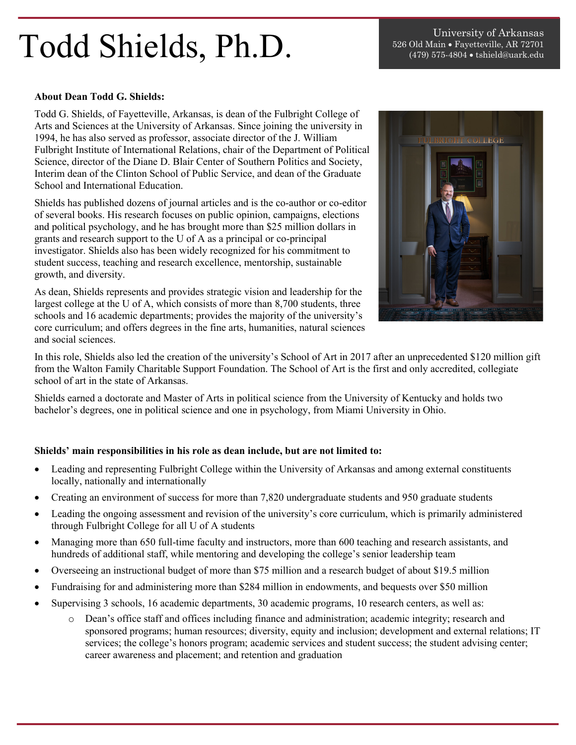# Todd Shields, Ph.D.

University of Arkansas
526 Old Main • Fayetteville, AR 72701
(479) 575-4804 • tshield@uark.edu

**About Dean Todd G. Shields:**

Todd G. Shields, of Fayetteville, Arkansas, is dean of the Fulbright College of Arts and Sciences at the University of Arkansas. Since joining the university in 1994, he has also served as professor, associate director of the J. William Fulbright Institute of International Relations, chair of the Department of Political Science, director of the Diane D. Blair Center of Southern Politics and Society, Interim dean of the Clinton School of Public Service, and dean of the Graduate School and International Education.

Shields has published dozens of journal articles and is the co-author or co-editor of several books. His research focuses on public opinion, campaigns, elections and political psychology, and he has brought more than $25 million dollars in grants and research support to the U of A as a principal or co-principal investigator. Shields also has been widely recognized for his commitment to student success, teaching and research excellence, mentorship, sustainable growth, and diversity.

As dean, Shields represents and provides strategic vision and leadership for the largest college at the U of A, which consists of more than 8,700 students, three schools and 16 academic departments; provides the majority of the university's core curriculum; and offers degrees in the fine arts, humanities, natural sciences and social sciences.

In this role, Shields also led the creation of the university's School of Art in 2017 after an unprecedented $120 million gift from the Walton Family Charitable Support Foundation. The School of Art is the first and only accredited, collegiate school of art in the state of Arkansas.

Shields earned a doctorate and Master of Arts in political science from the University of Kentucky and holds two bachelor's degrees, one in political science and one in psychology, from Miami University in Ohio.

**Shields' main responsibilities in his role as dean include, but are not limited to:**

- Leading and representing Fulbright College within the University of Arkansas and among external constituents locally, nationally and internationally
- Creating an environment of success for more than 7,820 undergraduate students and 950 graduate students
- Leading the ongoing assessment and revision of the university's core curriculum, which is primarily administered through Fulbright College for all U of A students
- Managing more than 650 full-time faculty and instructors, more than 600 teaching and research assistants, and hundreds of additional staff, while mentoring and developing the college's senior leadership team
- Overseeing an instructional budget of more than $75 million and a research budget of about $19.5 million
- Fundraising for and administering more than $284 million in endowments, and bequests over $50 million
- Supervising 3 schools, 16 academic departments, 30 academic programs, 10 research centers, as well as:
    - Dean's office staff and offices including finance and administration; academic integrity; research and sponsored programs; human resources; diversity, equity and inclusion; development and external relations; IT services; the college's honors program; academic services and student success; the student advising center; career awareness and placement; and retention and graduation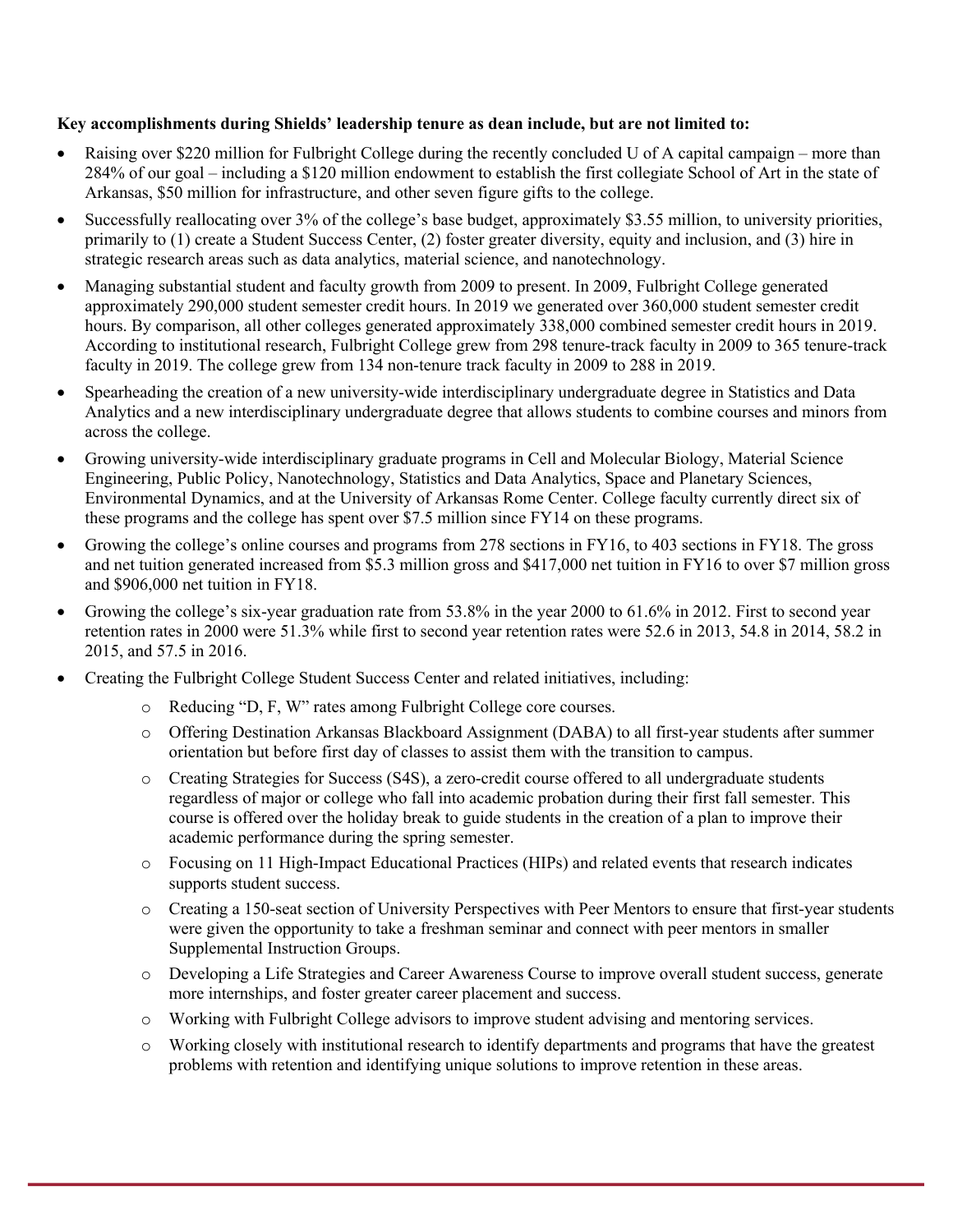**Key accomplishments during Shields' leadership tenure as dean include, but are not limited to:**

- Raising over $220 million for Fulbright College during the recently concluded U of A capital campaign – more than 284% of our goal – including a $120 million endowment to establish the first collegiate School of Art in the state of Arkansas, $50 million for infrastructure, and other seven figure gifts to the college.
- Successfully reallocating over 3% of the college's base budget, approximately $3.55 million, to university priorities, primarily to (1) create a Student Success Center, (2) foster greater diversity, equity and inclusion, and (3) hire in strategic research areas such as data analytics, material science, and nanotechnology.
- Managing substantial student and faculty growth from 2009 to present. In 2009, Fulbright College generated approximately 290,000 student semester credit hours. In 2019 we generated over 360,000 student semester credit hours. By comparison, all other colleges generated approximately 338,000 combined semester credit hours in 2019. According to institutional research, Fulbright College grew from 298 tenure-track faculty in 2009 to 365 tenure-track faculty in 2019. The college grew from 134 non-tenure track faculty in 2009 to 288 in 2019.
- Spearheading the creation of a new university-wide interdisciplinary undergraduate degree in Statistics and Data Analytics and a new interdisciplinary undergraduate degree that allows students to combine courses and minors from across the college.
- Growing university-wide interdisciplinary graduate programs in Cell and Molecular Biology, Material Science Engineering, Public Policy, Nanotechnology, Statistics and Data Analytics, Space and Planetary Sciences, Environmental Dynamics, and at the University of Arkansas Rome Center. College faculty currently direct six of these programs and the college has spent over $7.5 million since FY14 on these programs.
- Growing the college's online courses and programs from 278 sections in FY16, to 403 sections in FY18. The gross and net tuition generated increased from $5.3 million gross and $417,000 net tuition in FY16 to over $7 million gross and $906,000 net tuition in FY18.
- Growing the college's six-year graduation rate from 53.8% in the year 2000 to 61.6% in 2012. First to second year retention rates in 2000 were 51.3% while first to second year retention rates were 52.6 in 2013, 54.8 in 2014, 58.2 in 2015, and 57.5 in 2016.
- Creating the Fulbright College Student Success Center and related initiatives, including:
  - Reducing "D, F, W" rates among Fulbright College core courses.
  - Offering Destination Arkansas Blackboard Assignment (DABA) to all first-year students after summer orientation but before first day of classes to assist them with the transition to campus.
  - Creating Strategies for Success (S4S), a zero-credit course offered to all undergraduate students regardless of major or college who fall into academic probation during their first fall semester. This course is offered over the holiday break to guide students in the creation of a plan to improve their academic performance during the spring semester.
  - Focusing on 11 High-Impact Educational Practices (HIPs) and related events that research indicates supports student success.
  - Creating a 150-seat section of University Perspectives with Peer Mentors to ensure that first-year students were given the opportunity to take a freshman seminar and connect with peer mentors in smaller Supplemental Instruction Groups.
  - Developing a Life Strategies and Career Awareness Course to improve overall student success, generate more internships, and foster greater career placement and success.
  - Working with Fulbright College advisors to improve student advising and mentoring services.
  - Working closely with institutional research to identify departments and programs that have the greatest problems with retention and identifying unique solutions to improve retention in these areas.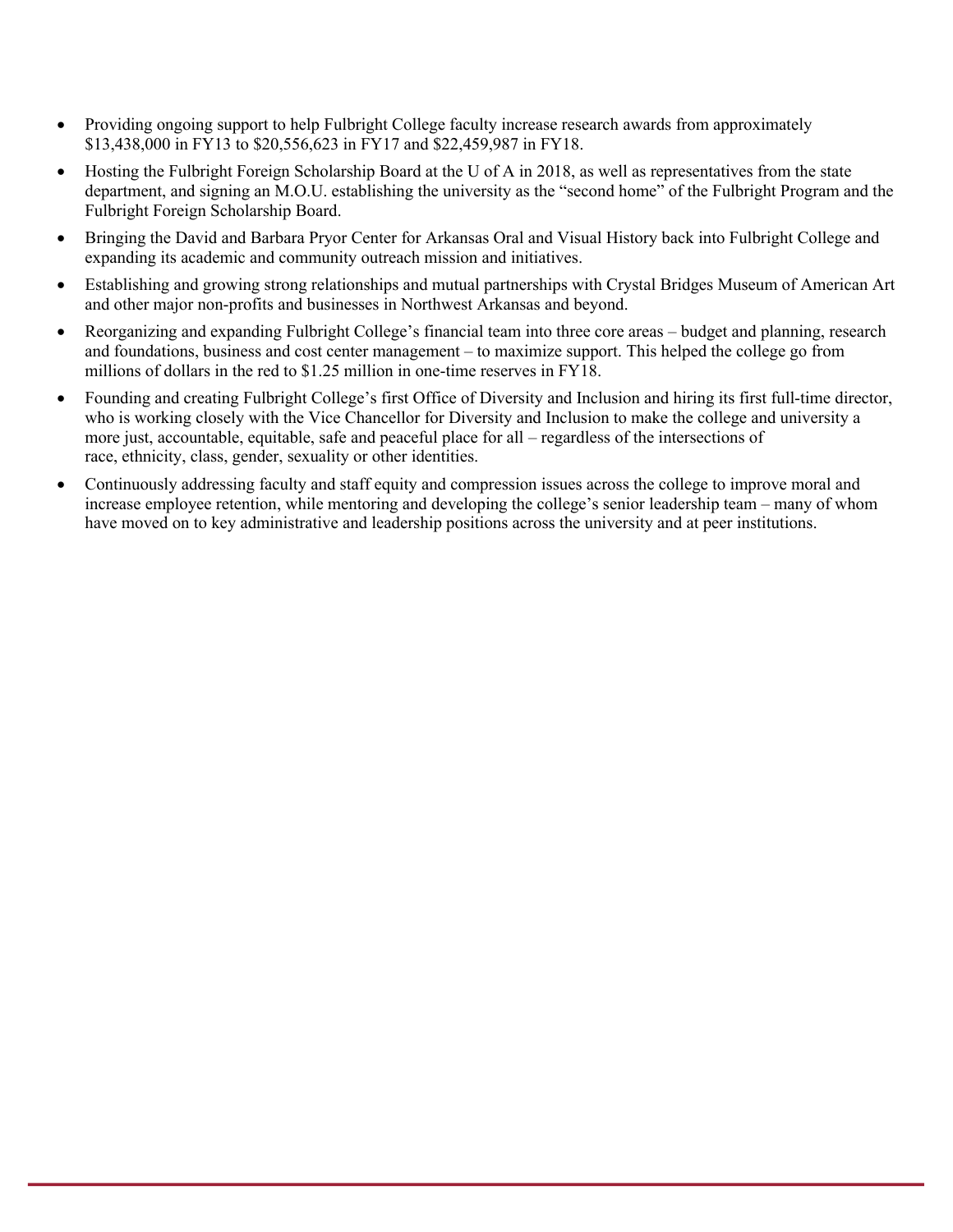- Providing ongoing support to help Fulbright College faculty increase research awards from approximately $13,438,000 in FY13 to $20,556,623 in FY17 and $22,459,987 in FY18.
- Hosting the Fulbright Foreign Scholarship Board at the U of A in 2018, as well as representatives from the state department, and signing an M.O.U. establishing the university as the "second home" of the Fulbright Program and the Fulbright Foreign Scholarship Board.
- Bringing the David and Barbara Pryor Center for Arkansas Oral and Visual History back into Fulbright College and expanding its academic and community outreach mission and initiatives.
- Establishing and growing strong relationships and mutual partnerships with Crystal Bridges Museum of American Art and other major non-profits and businesses in Northwest Arkansas and beyond.
- Reorganizing and expanding Fulbright College's financial team into three core areas – budget and planning, research and foundations, business and cost center management – to maximize support. This helped the college go from millions of dollars in the red to $1.25 million in one-time reserves in FY18.
- Founding and creating Fulbright College's first Office of Diversity and Inclusion and hiring its first full-time director, who is working closely with the Vice Chancellor for Diversity and Inclusion to make the college and university a more just, accountable, equitable, safe and peaceful place for all – regardless of the intersections of race, ethnicity, class, gender, sexuality or other identities.
- Continuously addressing faculty and staff equity and compression issues across the college to improve moral and increase employee retention, while mentoring and developing the college's senior leadership team – many of whom have moved on to key administrative and leadership positions across the university and at peer institutions.